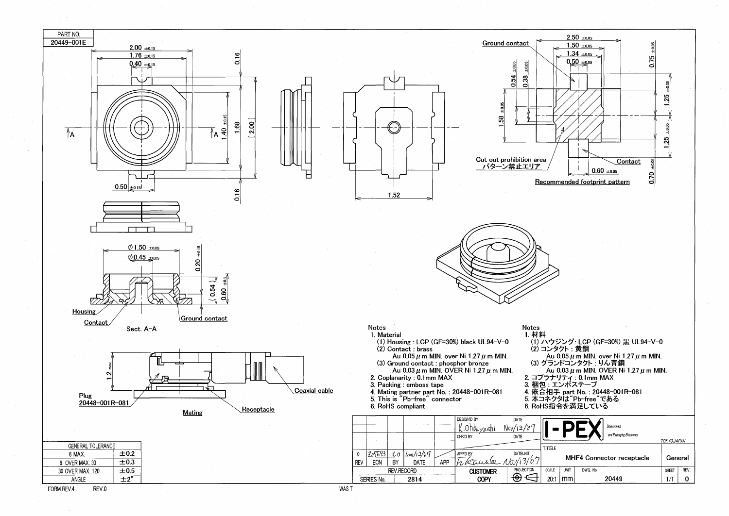PART NO.
20449-001E

2.00 ±0.15
1.76 ±0.15
0.40 ±0.15
0.16
1.40 ±0.15
1.68
(2.00)
0.16
0.50 ±0.15
A
A

1.52

Ground contact
2.50 ±0.05
1.50 ±0.05
1.34 ±0.05
0.50 ±0.05
0.54 ±0.05
0.38 ±0.05
1.58 ±0.05
0.75 ±0.05
1.25 ±0.05
1.25 ±0.05
0.70 ±0.05
0.60 ±0.05
Cut out prohibition area
パターン禁止エリア
Contact
Recommended footprint pattern

∅1.50 ±0.05
∅0.45 ±0.05
0.20 ±0.15
(0.54)
0.60 ±0.1
Housing
Contact
Ground contact
Sect. A-A

1.2 max.
Plug
20448-001R-081
Coaxial cable
Receptacle
Mating

Notes
1. Material
 (1) Housing : LCP (GF=30%) black UL94-V-0
 (2) Contact : brass
  Au 0.05 μ m MIN. over Ni 1.27 μ m MIN.
 (3) Ground contact : phosphor bronze
  Au 0.03 μ m MIN. OVER Ni 1.27 μ m MIN.
2. Coplanarity : 0.1mm MAX
3. Packing : emboss tape
4. Mating partner part No. : 20448-001R-081
5. This is "Pb-free" connector
6. RoHS compliant

Notes
1. 材料
 (1) ハウジング: LCP (GF=30%) 黒 UL94-V-0
 (2) コンタクト : 黄銅
  Au 0.05 μ m MIN. over Ni 1.27 μ m MIN.
 (3) グランドコンタクト : りん青銅
  Au 0.03 μ m MIN. OVER Ni 1.27 μ m MIN.
2. コプラナリティ : 0.1mm MAX
3. 梱包 : エンボステープ
4. 嵌合相手 part No. : 20448-001R-081
5. 本コネクタは"Pb-free"である
6. RoHS指令を満足している

| GENERAL TOLERANCE | |
|---|---|
| 6 MAX. | ±0.2 |
| 6 OVER MAX. 30 | ±0.3 |
| 30 OVER MAX. 120 | ±0.5 |
| ANGLE | ±2° |

| REV | ECN | BY | DATE | APP |
|---|---|---|---|---|
| 0 | Z07593 | K.O | Nov/12/'07 | |

REV.RECORD
SERIES No. 2814

DESIGN'D BY: K.Ohbayashi DATE: Nov/12/'07
CHK'D BY: DATE:
APP'D BY: F.Kawabe DATE: Nov/13/'07
CUSTOMER COPY
PROJECTION

I-PEX Interconnect and Packaging Electronics TOKYO,JAPAN

TITLE: MHF4 Connector receptacle — General

SCALE 20:1 | UNIT mm | DWG. No. 20449 | SHEET 1/1 | REV. 0

FORM REV.4 REV.0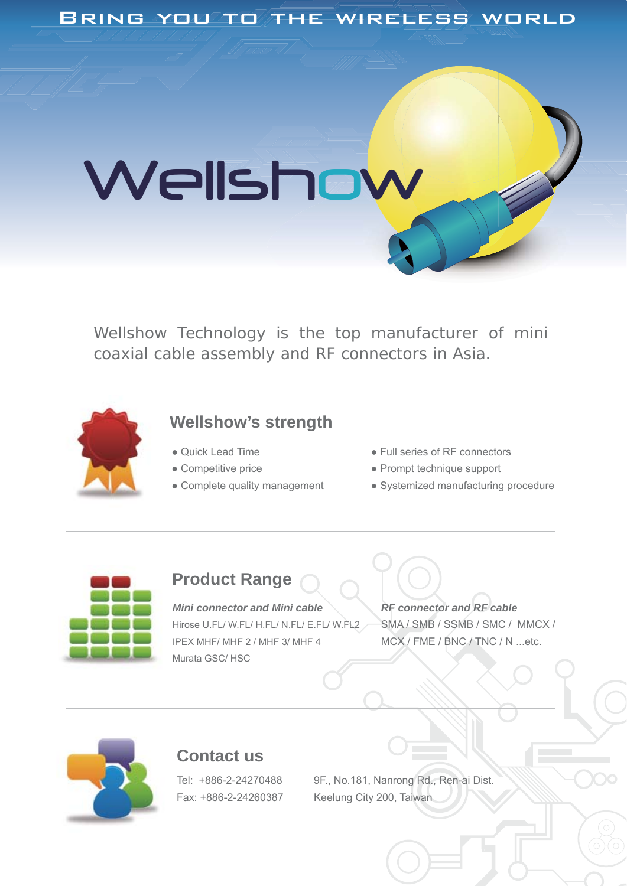BRING YOU TO THE WIRELESS WORLD

# Wellshow

Wellshow Technology is the top manufacturer of mini coaxial cable assembly and RF connectors in Asia.

## Wellshow's strength

- Quick Lead Time
- Competitive price
- Complete quality management
- Full series of RF connectors
- Prompt technique support
- Systemized manufacturing procedure

## Product Range

***Mini connector and Mini cable***

Hirose U.FL/ W.FL/ H.FL/ N.FL/ E.FL/ W.FL2
IPEX MHF/ MHF 2 / MHF 3/ MHF 4
Murata GSC/ HSC

***RF connector and RF cable***

SMA / SMB / SSMB / SMC / MMCX / MCX / FME / BNC / TNC / N ...etc.

## Contact us

Tel: +886-2-24270488
Fax: +886-2-24260387

9F., No.181, Nanrong Rd., Ren-ai Dist.
Keelung City 200, Taiwan